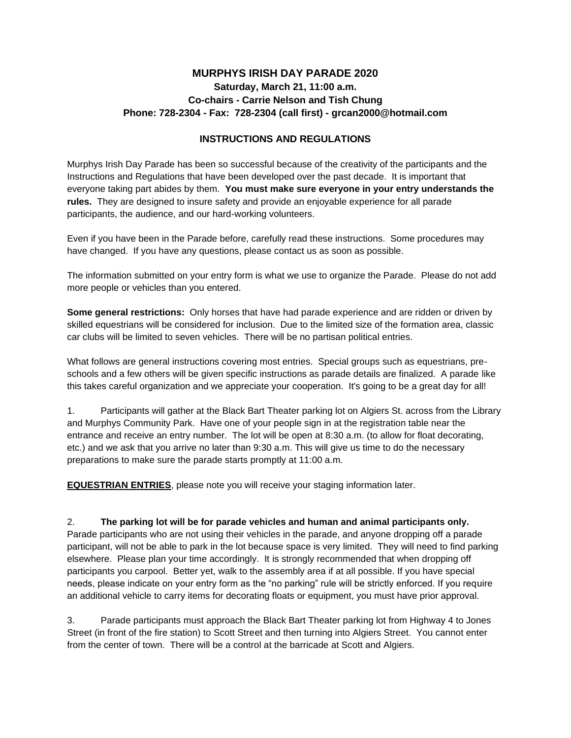# MURPHYS IRISH DAY PARADE 2020

**Saturday, March 21, 11:00 a.m.**
**Co-chairs - Carrie Nelson and Tish Chung**
**Phone: 728-2304 - Fax: 728-2304 (call first) - grcan2000@hotmail.com**

## INSTRUCTIONS AND REGULATIONS

Murphys Irish Day Parade has been so successful because of the creativity of the participants and the Instructions and Regulations that have been developed over the past decade. It is important that everyone taking part abides by them. **You must make sure everyone in your entry understands the rules.** They are designed to insure safety and provide an enjoyable experience for all parade participants, the audience, and our hard-working volunteers.

Even if you have been in the Parade before, carefully read these instructions. Some procedures may have changed. If you have any questions, please contact us as soon as possible.

The information submitted on your entry form is what we use to organize the Parade. Please do not add more people or vehicles than you entered.

**Some general restrictions:** Only horses that have had parade experience and are ridden or driven by skilled equestrians will be considered for inclusion. Due to the limited size of the formation area, classic car clubs will be limited to seven vehicles. There will be no partisan political entries.

What follows are general instructions covering most entries. Special groups such as equestrians, pre-schools and a few others will be given specific instructions as parade details are finalized. A parade like this takes careful organization and we appreciate your cooperation. It's going to be a great day for all!

1. Participants will gather at the Black Bart Theater parking lot on Algiers St. across from the Library and Murphys Community Park. Have one of your people sign in at the registration table near the entrance and receive an entry number. The lot will be open at 8:30 a.m. (to allow for float decorating, etc.) and we ask that you arrive no later than 9:30 a.m. This will give us time to do the necessary preparations to make sure the parade starts promptly at 11:00 a.m.

**EQUESTRIAN ENTRIES**, please note you will receive your staging information later.

2. **The parking lot will be for parade vehicles and human and animal participants only.** Parade participants who are not using their vehicles in the parade, and anyone dropping off a parade participant, will not be able to park in the lot because space is very limited. They will need to find parking elsewhere. Please plan your time accordingly. It is strongly recommended that when dropping off participants you carpool. Better yet, walk to the assembly area if at all possible. If you have special needs, please indicate on your entry form as the "no parking" rule will be strictly enforced. If you require an additional vehicle to carry items for decorating floats or equipment, you must have prior approval.

3. Parade participants must approach the Black Bart Theater parking lot from Highway 4 to Jones Street (in front of the fire station) to Scott Street and then turning into Algiers Street. You cannot enter from the center of town. There will be a control at the barricade at Scott and Algiers.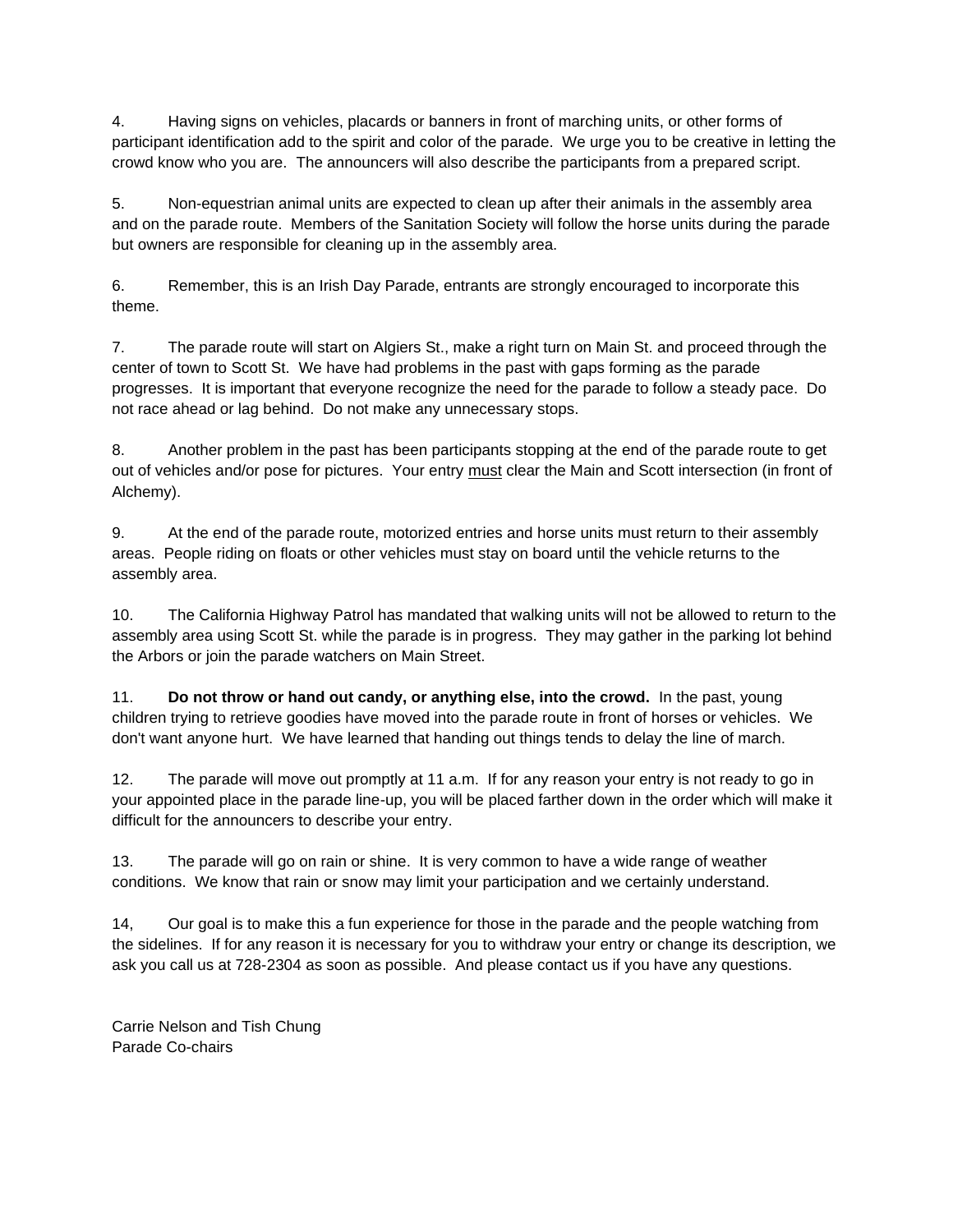4. Having signs on vehicles, placards or banners in front of marching units, or other forms of participant identification add to the spirit and color of the parade. We urge you to be creative in letting the crowd know who you are. The announcers will also describe the participants from a prepared script.

5. Non-equestrian animal units are expected to clean up after their animals in the assembly area and on the parade route. Members of the Sanitation Society will follow the horse units during the parade but owners are responsible for cleaning up in the assembly area.

6. Remember, this is an Irish Day Parade, entrants are strongly encouraged to incorporate this theme.

7. The parade route will start on Algiers St., make a right turn on Main St. and proceed through the center of town to Scott St. We have had problems in the past with gaps forming as the parade progresses. It is important that everyone recognize the need for the parade to follow a steady pace. Do not race ahead or lag behind. Do not make any unnecessary stops.

8. Another problem in the past has been participants stopping at the end of the parade route to get out of vehicles and/or pose for pictures. Your entry <u>must</u> clear the Main and Scott intersection (in front of Alchemy).

9. At the end of the parade route, motorized entries and horse units must return to their assembly areas. People riding on floats or other vehicles must stay on board until the vehicle returns to the assembly area.

10. The California Highway Patrol has mandated that walking units will not be allowed to return to the assembly area using Scott St. while the parade is in progress. They may gather in the parking lot behind the Arbors or join the parade watchers on Main Street.

11. **Do not throw or hand out candy, or anything else, into the crowd.** In the past, young children trying to retrieve goodies have moved into the parade route in front of horses or vehicles. We don't want anyone hurt. We have learned that handing out things tends to delay the line of march.

12. The parade will move out promptly at 11 a.m. If for any reason your entry is not ready to go in your appointed place in the parade line-up, you will be placed farther down in the order which will make it difficult for the announcers to describe your entry.

13. The parade will go on rain or shine. It is very common to have a wide range of weather conditions. We know that rain or snow may limit your participation and we certainly understand.

14, Our goal is to make this a fun experience for those in the parade and the people watching from the sidelines. If for any reason it is necessary for you to withdraw your entry or change its description, we ask you call us at 728-2304 as soon as possible. And please contact us if you have any questions.

Carrie Nelson and Tish Chung
Parade Co-chairs